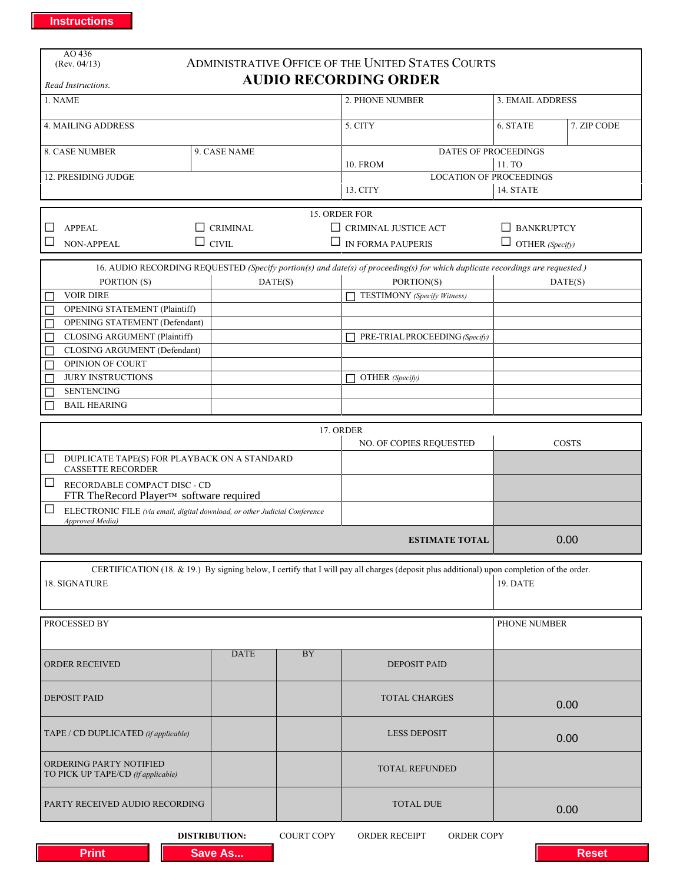Instructions

AO 436
(Rev. 04/13)

*Read Instructions.*

# ADMINISTRATIVE OFFICE OF THE UNITED STATES COURTS
## AUDIO RECORDING ORDER

| 1. NAME | | 2. PHONE NUMBER | 3. EMAIL ADDRESS | |
|---|---|---|---|---|
| 4. MAILING ADDRESS | | 5. CITY | 6. STATE | 7. ZIP CODE |
| 8. CASE NUMBER | 9. CASE NAME | DATES OF PROCEEDINGS 10. FROM | 11. TO | |
| 12. PRESIDING JUDGE | | LOCATION OF PROCEEDINGS 13. CITY | 14. STATE | |

15. ORDER FOR

| | | | |
|---|---|---|---|
| ☐ APPEAL | ☐ CRIMINAL | ☐ CRIMINAL JUSTICE ACT | ☐ BANKRUPTCY |
| ☐ NON-APPEAL | ☐ CIVIL | ☐ IN FORMA PAUPERIS | ☐ OTHER *(Specify)* |

16. AUDIO RECORDING REQUESTED *(Specify portion(s) and date(s) of proceeding(s) for which duplicate recordings are requested.)*

| PORTION (S) | DATE(S) | PORTION(S) | DATE(S) |
|---|---|---|---|
| ☐ VOIR DIRE | | ☐ TESTIMONY *(Specify Witness)* | |
| ☐ OPENING STATEMENT (Plaintiff) | | | |
| ☐ OPENING STATEMENT (Defendant) | | | |
| ☐ CLOSING ARGUMENT (Plaintiff) | | ☐ PRE-TRIAL PROCEEDING *(Specify)* | |
| ☐ CLOSING ARGUMENT (Defendant) | | | |
| ☐ OPINION OF COURT | | | |
| ☐ JURY INSTRUCTIONS | | ☐ OTHER *(Specify)* | |
| ☐ SENTENCING | | | |
| ☐ BAIL HEARING | | | |

17. ORDER

| | NO. OF COPIES REQUESTED | COSTS |
|---|---|---|
| ☐ DUPLICATE TAPE(S) FOR PLAYBACK ON A STANDARD CASSETTE RECORDER | | |
| ☐ RECORDABLE COMPACT DISC - CD FTR TheRecord Player™ software required | | |
| ☐ ELECTRONIC FILE *(via email, digital download, or other Judicial Conference Approved Media)* | | |
| | **ESTIMATE TOTAL** | 0.00 |

CERTIFICATION (18. & 19.) By signing below, I certify that I will pay all charges (deposit plus additional) upon completion of the order.

| 18. SIGNATURE | 19. DATE |
|---|---|
| | |

| PROCESSED BY | | | | PHONE NUMBER |
|---|---|---|---|---|
| | DATE | BY | | |
| ORDER RECEIVED | | | DEPOSIT PAID | |
| DEPOSIT PAID | | | TOTAL CHARGES | 0.00 |
| TAPE / CD DUPLICATED *(if applicable)* | | | LESS DEPOSIT | 0.00 |
| ORDERING PARTY NOTIFIED TO PICK UP TAPE/CD *(if applicable)* | | | TOTAL REFUNDED | |
| PARTY RECEIVED AUDIO RECORDING | | | TOTAL DUE | 0.00 |

**DISTRIBUTION:** COURT COPY ORDER RECEIPT ORDER COPY

Print | Save As... | Reset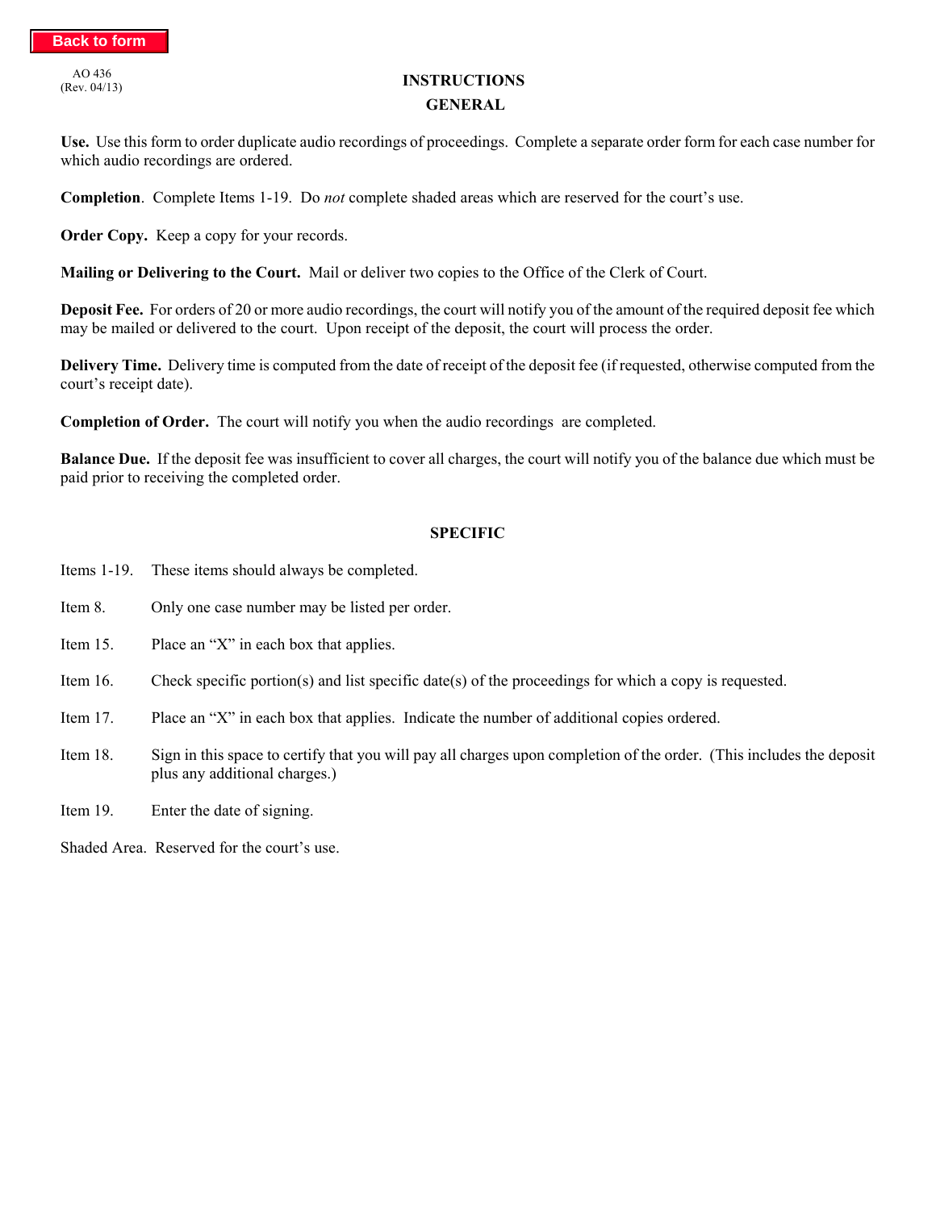Back to form

AO 436
(Rev. 04/13)

## INSTRUCTIONS

### GENERAL

**Use.** Use this form to order duplicate audio recordings of proceedings. Complete a separate order form for each case number for which audio recordings are ordered.

**Completion**. Complete Items 1-19. Do *not* complete shaded areas which are reserved for the court's use.

**Order Copy.** Keep a copy for your records.

**Mailing or Delivering to the Court.** Mail or deliver two copies to the Office of the Clerk of Court.

**Deposit Fee.** For orders of 20 or more audio recordings, the court will notify you of the amount of the required deposit fee which may be mailed or delivered to the court. Upon receipt of the deposit, the court will process the order.

**Delivery Time.** Delivery time is computed from the date of receipt of the deposit fee (if requested, otherwise computed from the court's receipt date).

**Completion of Order.** The court will notify you when the audio recordings are completed.

**Balance Due.** If the deposit fee was insufficient to cover all charges, the court will notify you of the balance due which must be paid prior to receiving the completed order.

### SPECIFIC

Items 1-19. These items should always be completed.

Item 8. Only one case number may be listed per order.

Item 15. Place an "X" in each box that applies.

Item 16. Check specific portion(s) and list specific date(s) of the proceedings for which a copy is requested.

Item 17. Place an "X" in each box that applies. Indicate the number of additional copies ordered.

Item 18. Sign in this space to certify that you will pay all charges upon completion of the order. (This includes the deposit plus any additional charges.)

Item 19. Enter the date of signing.

Shaded Area. Reserved for the court's use.